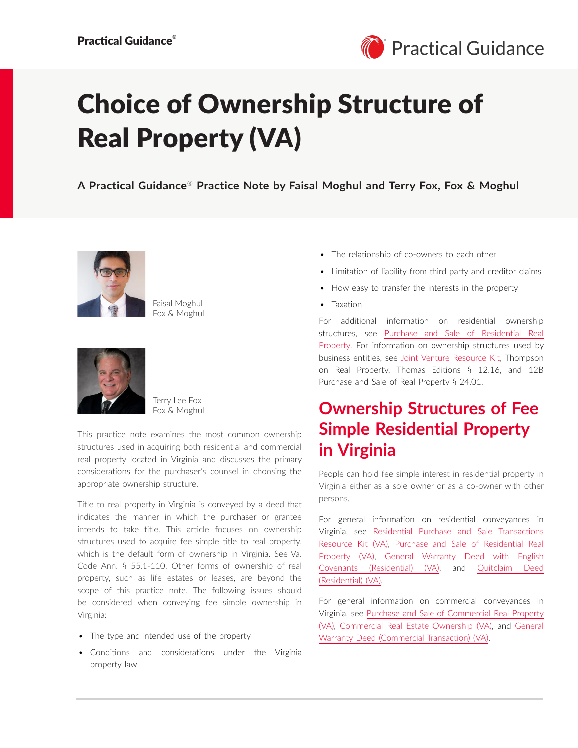# Choice of Ownership Structure of Real Property (VA)

**A Practical Guidance® Practice Note by Faisal Moghul and Terry Fox, Fox & Moghul**

Faisal Moghul
Fox & Moghul

Terry Lee Fox
Fox & Moghul

This practice note examines the most common ownership structures used in acquiring both residential and commercial real property located in Virginia and discusses the primary considerations for the purchaser's counsel in choosing the appropriate ownership structure.

Title to real property in Virginia is conveyed by a deed that indicates the manner in which the purchaser or grantee intends to take title. This article focuses on ownership structures used to acquire fee simple title to real property, which is the default form of ownership in Virginia. See Va. Code Ann. § 55.1-110. Other forms of ownership of real property, such as life estates or leases, are beyond the scope of this practice note. The following issues should be considered when conveying fee simple ownership in Virginia:

- The type and intended use of the property
- Conditions and considerations under the Virginia property law
- The relationship of co-owners to each other
- Limitation of liability from third party and creditor claims
- How easy to transfer the interests in the property
- Taxation

For additional information on residential ownership structures, see Purchase and Sale of Residential Real Property. For information on ownership structures used by business entities, see Joint Venture Resource Kit, Thompson on Real Property, Thomas Editions § 12.16, and 12B Purchase and Sale of Real Property § 24.01.

## Ownership Structures of Fee Simple Residential Property in Virginia

People can hold fee simple interest in residential property in Virginia either as a sole owner or as a co-owner with other persons.

For general information on residential conveyances in Virginia, see Residential Purchase and Sale Transactions Resource Kit (VA), Purchase and Sale of Residential Real Property (VA), General Warranty Deed with English Covenants (Residential) (VA), and Quitclaim Deed (Residential) (VA).

For general information on commercial conveyances in Virginia, see Purchase and Sale of Commercial Real Property (VA), Commercial Real Estate Ownership (VA), and General Warranty Deed (Commercial Transaction) (VA).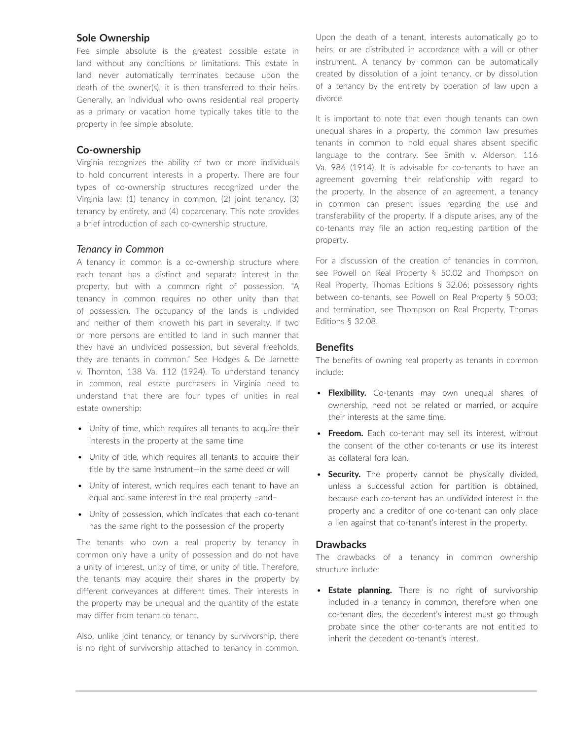## Sole Ownership

Fee simple absolute is the greatest possible estate in land without any conditions or limitations. This estate in land never automatically terminates because upon the death of the owner(s), it is then transferred to their heirs. Generally, an individual who owns residential real property as a primary or vacation home typically takes title to the property in fee simple absolute.

## Co-ownership

Virginia recognizes the ability of two or more individuals to hold concurrent interests in a property. There are four types of co-ownership structures recognized under the Virginia law: (1) tenancy in common, (2) joint tenancy, (3) tenancy by entirety, and (4) coparcenary. This note provides a brief introduction of each co-ownership structure.

### *Tenancy in Common*

A tenancy in common is a co-ownership structure where each tenant has a distinct and separate interest in the property, but with a common right of possession. "A tenancy in common requires no other unity than that of possession. The occupancy of the lands is undivided and neither of them knoweth his part in severalty. If two or more persons are entitled to land in such manner that they have an undivided possession, but several freeholds, they are tenants in common." See Hodges & De Jarnette v. Thornton, 138 Va. 112 (1924). To understand tenancy in common, real estate purchasers in Virginia need to understand that there are four types of unities in real estate ownership:

- Unity of time, which requires all tenants to acquire their interests in the property at the same time
- Unity of title, which requires all tenants to acquire their title by the same instrument—in the same deed or will
- Unity of interest, which requires each tenant to have an equal and same interest in the real property –and–
- Unity of possession, which indicates that each co-tenant has the same right to the possession of the property

The tenants who own a real property by tenancy in common only have a unity of possession and do not have a unity of interest, unity of time, or unity of title. Therefore, the tenants may acquire their shares in the property by different conveyances at different times. Their interests in the property may be unequal and the quantity of the estate may differ from tenant to tenant.

Also, unlike joint tenancy, or tenancy by survivorship, there is no right of survivorship attached to tenancy in common. Upon the death of a tenant, interests automatically go to heirs, or are distributed in accordance with a will or other instrument. A tenancy by common can be automatically created by dissolution of a joint tenancy, or by dissolution of a tenancy by the entirety by operation of law upon a divorce.

It is important to note that even though tenants can own unequal shares in a property, the common law presumes tenants in common to hold equal shares absent specific language to the contrary. See Smith v. Alderson, 116 Va. 986 (1914). It is advisable for co-tenants to have an agreement governing their relationship with regard to the property. In the absence of an agreement, a tenancy in common can present issues regarding the use and transferability of the property. If a dispute arises, any of the co-tenants may file an action requesting partition of the property.

For a discussion of the creation of tenancies in common, see Powell on Real Property § 50.02 and Thompson on Real Property, Thomas Editions § 32.06; possessory rights between co-tenants, see Powell on Real Property § 50.03; and termination, see Thompson on Real Property, Thomas Editions § 32.08.

## Benefits

The benefits of owning real property as tenants in common include:

- **Flexibility.** Co-tenants may own unequal shares of ownership, need not be related or married, or acquire their interests at the same time.
- **Freedom.** Each co-tenant may sell its interest, without the consent of the other co-tenants or use its interest as collateral fora loan.
- **Security.** The property cannot be physically divided, unless a successful action for partition is obtained, because each co-tenant has an undivided interest in the property and a creditor of one co-tenant can only place a lien against that co-tenant's interest in the property.

## Drawbacks

The drawbacks of a tenancy in common ownership structure include:

- **Estate planning.** There is no right of survivorship included in a tenancy in common, therefore when one co-tenant dies, the decedent's interest must go through probate since the other co-tenants are not entitled to inherit the decedent co-tenant's interest.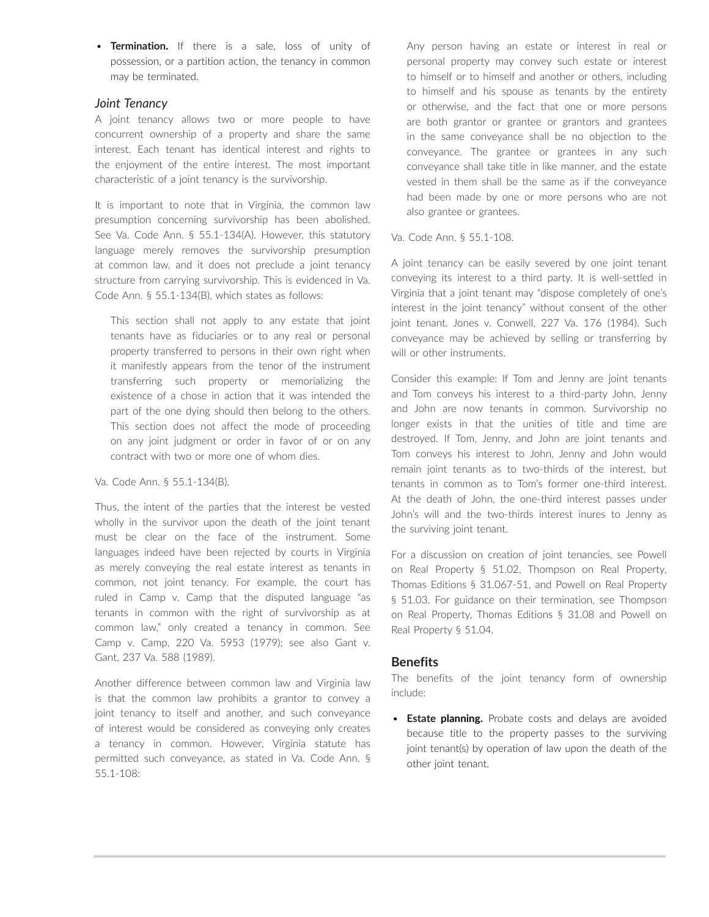- **Termination.** If there is a sale, loss of unity of possession, or a partition action, the tenancy in common may be terminated.

### *Joint Tenancy*

A joint tenancy allows two or more people to have concurrent ownership of a property and share the same interest. Each tenant has identical interest and rights to the enjoyment of the entire interest. The most important characteristic of a joint tenancy is the survivorship.

It is important to note that in Virginia, the common law presumption concerning survivorship has been abolished. See Va. Code Ann. § 55.1-134(A). However, this statutory language merely removes the survivorship presumption at common law, and it does not preclude a joint tenancy structure from carrying survivorship. This is evidenced in Va. Code Ann. § 55.1-134(B), which states as follows:

> This section shall not apply to any estate that joint tenants have as fiduciaries or to any real or personal property transferred to persons in their own right when it manifestly appears from the tenor of the instrument transferring such property or memorializing the existence of a chose in action that it was intended the part of the one dying should then belong to the others. This section does not affect the mode of proceeding on any joint judgment or order in favor of or on any contract with two or more one of whom dies.

Va. Code Ann. § 55.1-134(B).

Thus, the intent of the parties that the interest be vested wholly in the survivor upon the death of the joint tenant must be clear on the face of the instrument. Some languages indeed have been rejected by courts in Virginia as merely conveying the real estate interest as tenants in common, not joint tenancy. For example, the court has ruled in Camp v. Camp that the disputed language "as tenants in common with the right of survivorship as at common law," only created a tenancy in common. See Camp v. Camp, 220 Va. 5953 (1979); see also Gant v. Gant, 237 Va. 588 (1989).

Another difference between common law and Virginia law is that the common law prohibits a grantor to convey a joint tenancy to itself and another, and such conveyance of interest would be considered as conveying only creates a tenancy in common. However, Virginia statute has permitted such conveyance, as stated in Va. Code Ann. § 55.1-108:

> Any person having an estate or interest in real or personal property may convey such estate or interest to himself or to himself and another or others, including to himself and his spouse as tenants by the entirety or otherwise, and the fact that one or more persons are both grantor or grantee or grantors and grantees in the same conveyance shall be no objection to the conveyance. The grantee or grantees in any such conveyance shall take title in like manner, and the estate vested in them shall be the same as if the conveyance had been made by one or more persons who are not also grantee or grantees.

Va. Code Ann. § 55.1-108.

A joint tenancy can be easily severed by one joint tenant conveying its interest to a third party. It is well-settled in Virginia that a joint tenant may "dispose completely of one's interest in the joint tenancy" without consent of the other joint tenant. Jones v. Conwell, 227 Va. 176 (1984). Such conveyance may be achieved by selling or transferring by will or other instruments.

Consider this example: If Tom and Jenny are joint tenants and Tom conveys his interest to a third-party John, Jenny and John are now tenants in common. Survivorship no longer exists in that the unities of title and time are destroyed. If Tom, Jenny, and John are joint tenants and Tom conveys his interest to John, Jenny and John would remain joint tenants as to two-thirds of the interest, but tenants in common as to Tom's former one-third interest. At the death of John, the one-third interest passes under John's will and the two-thirds interest inures to Jenny as the surviving joint tenant.

For a discussion on creation of joint tenancies, see Powell on Real Property § 51.02, Thompson on Real Property, Thomas Editions § 31.067-51, and Powell on Real Property § 51.03. For guidance on their termination, see Thompson on Real Property, Thomas Editions § 31.08 and Powell on Real Property § 51.04.

## Benefits

The benefits of the joint tenancy form of ownership include:

- **Estate planning.** Probate costs and delays are avoided because title to the property passes to the surviving joint tenant(s) by operation of law upon the death of the other joint tenant.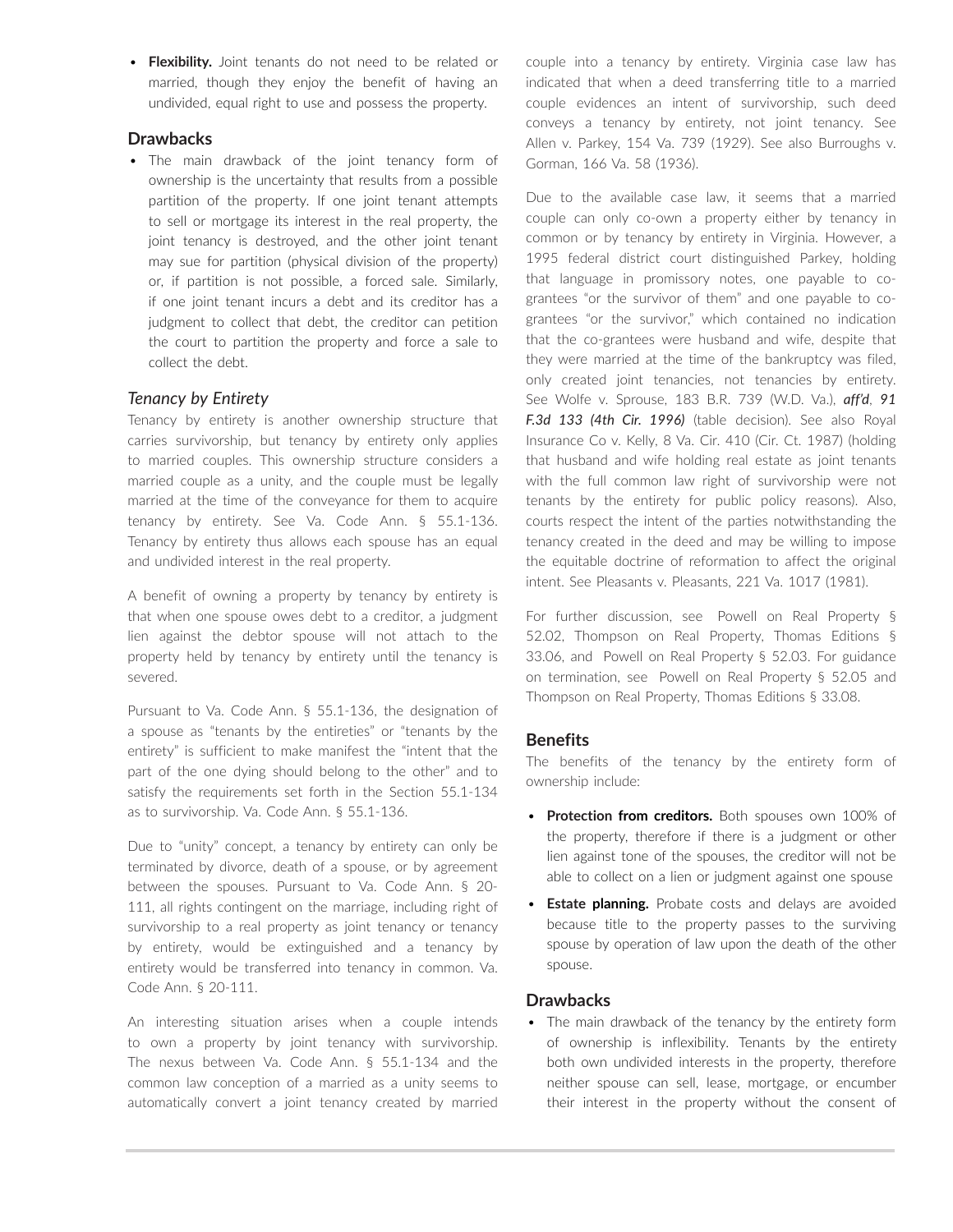- **Flexibility.** Joint tenants do not need to be related or married, though they enjoy the benefit of having an undivided, equal right to use and possess the property.

### Drawbacks

- The main drawback of the joint tenancy form of ownership is the uncertainty that results from a possible partition of the property. If one joint tenant attempts to sell or mortgage its interest in the real property, the joint tenancy is destroyed, and the other joint tenant may sue for partition (physical division of the property) or, if partition is not possible, a forced sale. Similarly, if one joint tenant incurs a debt and its creditor has a judgment to collect that debt, the creditor can petition the court to partition the property and force a sale to collect the debt.

### *Tenancy by Entirety*

Tenancy by entirety is another ownership structure that carries survivorship, but tenancy by entirety only applies to married couples. This ownership structure considers a married couple as a unity, and the couple must be legally married at the time of the conveyance for them to acquire tenancy by entirety. See Va. Code Ann. § 55.1-136. Tenancy by entirety thus allows each spouse has an equal and undivided interest in the real property.

A benefit of owning a property by tenancy by entirety is that when one spouse owes debt to a creditor, a judgment lien against the debtor spouse will not attach to the property held by tenancy by entirety until the tenancy is severed.

Pursuant to Va. Code Ann. § 55.1-136, the designation of a spouse as "tenants by the entireties" or "tenants by the entirety" is sufficient to make manifest the "intent that the part of the one dying should belong to the other" and to satisfy the requirements set forth in the Section 55.1-134 as to survivorship. Va. Code Ann. § 55.1-136.

Due to "unity" concept, a tenancy by entirety can only be terminated by divorce, death of a spouse, or by agreement between the spouses. Pursuant to Va. Code Ann. § 20-111, all rights contingent on the marriage, including right of survivorship to a real property as joint tenancy or tenancy by entirety, would be extinguished and a tenancy by entirety would be transferred into tenancy in common. Va. Code Ann. § 20-111.

An interesting situation arises when a couple intends to own a property by joint tenancy with survivorship. The nexus between Va. Code Ann. § 55.1-134 and the common law conception of a married as a unity seems to automatically convert a joint tenancy created by married couple into a tenancy by entirety. Virginia case law has indicated that when a deed transferring title to a married couple evidences an intent of survivorship, such deed conveys a tenancy by entirety, not joint tenancy. See Allen v. Parkey, 154 Va. 739 (1929). See also Burroughs v. Gorman, 166 Va. 58 (1936).

Due to the available case law, it seems that a married couple can only co-own a property either by tenancy in common or by tenancy by entirety in Virginia. However, a 1995 federal district court distinguished Parkey, holding that language in promissory notes, one payable to co-grantees "or the survivor of them" and one payable to co-grantees "or the survivor," which contained no indication that the co-grantees were husband and wife, despite that they were married at the time of the bankruptcy was filed, only created joint tenancies, not tenancies by entirety. See Wolfe v. Sprouse, 183 B.R. 739 (W.D. Va.), ***aff'd***, ***91 F.3d 133 (4th Cir. 1996)*** (table decision). See also Royal Insurance Co v. Kelly, 8 Va. Cir. 410 (Cir. Ct. 1987) (holding that husband and wife holding real estate as joint tenants with the full common law right of survivorship were not tenants by the entirety for public policy reasons). Also, courts respect the intent of the parties notwithstanding the tenancy created in the deed and may be willing to impose the equitable doctrine of reformation to affect the original intent. See Pleasants v. Pleasants, 221 Va. 1017 (1981).

For further discussion, see Powell on Real Property § 52.02, Thompson on Real Property, Thomas Editions § 33.06, and Powell on Real Property § 52.03. For guidance on termination, see Powell on Real Property § 52.05 and Thompson on Real Property, Thomas Editions § 33.08.

### Benefits

The benefits of the tenancy by the entirety form of ownership include:

- **Protection from creditors.** Both spouses own 100% of the property, therefore if there is a judgment or other lien against tone of the spouses, the creditor will not be able to collect on a lien or judgment against one spouse
- **Estate planning.** Probate costs and delays are avoided because title to the property passes to the surviving spouse by operation of law upon the death of the other spouse.

### Drawbacks

- The main drawback of the tenancy by the entirety form of ownership is inflexibility. Tenants by the entirety both own undivided interests in the property, therefore neither spouse can sell, lease, mortgage, or encumber their interest in the property without the consent of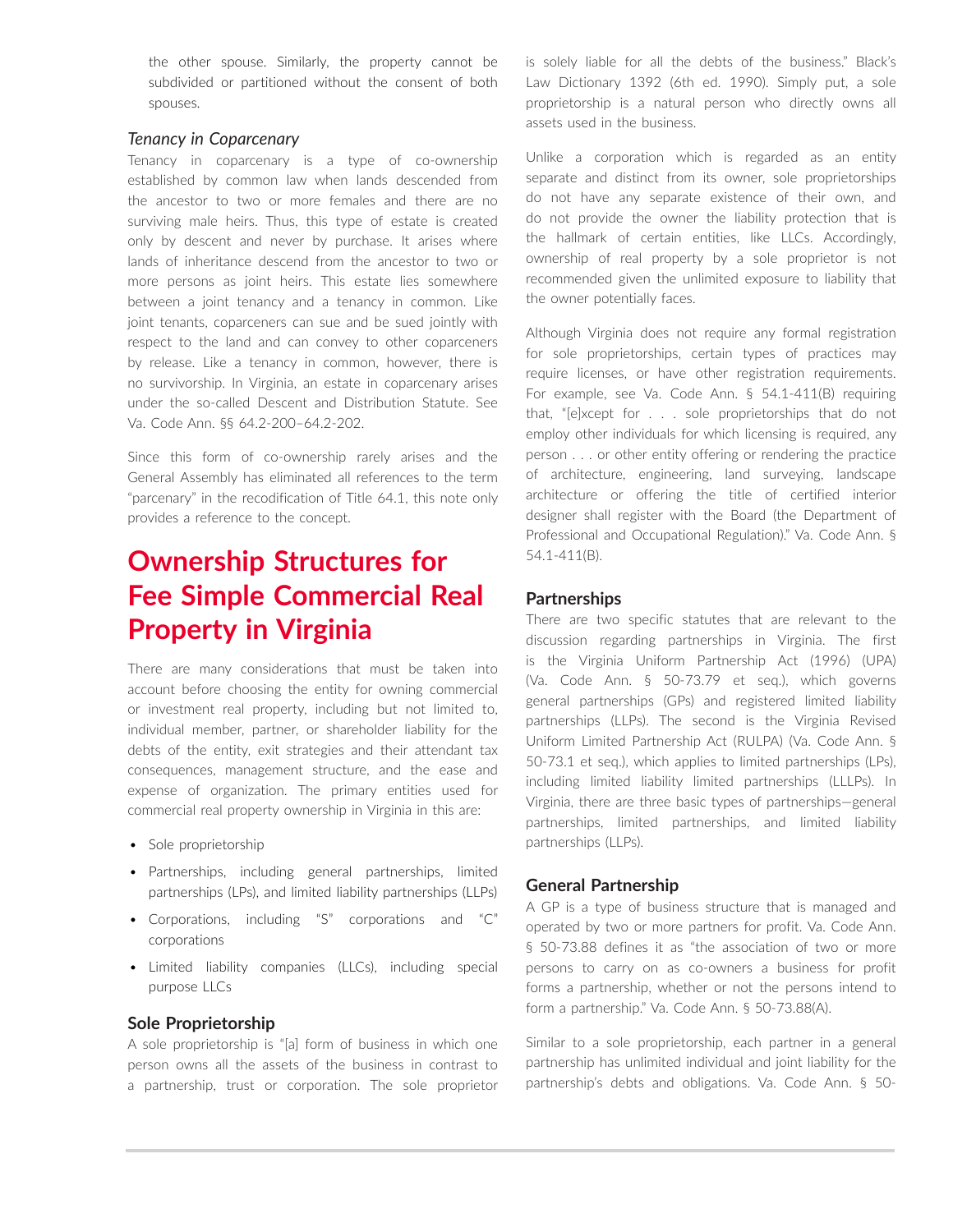the other spouse. Similarly, the property cannot be subdivided or partitioned without the consent of both spouses.

### *Tenancy in Coparcenary*

Tenancy in coparcenary is a type of co-ownership established by common law when lands descended from the ancestor to two or more females and there are no surviving male heirs. Thus, this type of estate is created only by descent and never by purchase. It arises where lands of inheritance descend from the ancestor to two or more persons as joint heirs. This estate lies somewhere between a joint tenancy and a tenancy in common. Like joint tenants, coparceners can sue and be sued jointly with respect to the land and can convey to other coparceners by release. Like a tenancy in common, however, there is no survivorship. In Virginia, an estate in coparcenary arises under the so-called Descent and Distribution Statute. See Va. Code Ann. §§ 64.2-200–64.2-202.

Since this form of co-ownership rarely arises and the General Assembly has eliminated all references to the term "parcenary" in the recodification of Title 64.1, this note only provides a reference to the concept.

# Ownership Structures for Fee Simple Commercial Real Property in Virginia

There are many considerations that must be taken into account before choosing the entity for owning commercial or investment real property, including but not limited to, individual member, partner, or shareholder liability for the debts of the entity, exit strategies and their attendant tax consequences, management structure, and the ease and expense of organization. The primary entities used for commercial real property ownership in Virginia in this are:

- Sole proprietorship
- Partnerships, including general partnerships, limited partnerships (LPs), and limited liability partnerships (LLPs)
- Corporations, including "S" corporations and "C" corporations
- Limited liability companies (LLCs), including special purpose LLCs

## Sole Proprietorship

A sole proprietorship is "[a] form of business in which one person owns all the assets of the business in contrast to a partnership, trust or corporation. The sole proprietor is solely liable for all the debts of the business." Black's Law Dictionary 1392 (6th ed. 1990). Simply put, a sole proprietorship is a natural person who directly owns all assets used in the business.

Unlike a corporation which is regarded as an entity separate and distinct from its owner, sole proprietorships do not have any separate existence of their own, and do not provide the owner the liability protection that is the hallmark of certain entities, like LLCs. Accordingly, ownership of real property by a sole proprietor is not recommended given the unlimited exposure to liability that the owner potentially faces.

Although Virginia does not require any formal registration for sole proprietorships, certain types of practices may require licenses, or have other registration requirements. For example, see Va. Code Ann. § 54.1-411(B) requiring that, "[e]xcept for . . . sole proprietorships that do not employ other individuals for which licensing is required, any person . . . or other entity offering or rendering the practice of architecture, engineering, land surveying, landscape architecture or offering the title of certified interior designer shall register with the Board (the Department of Professional and Occupational Regulation)." Va. Code Ann. § 54.1-411(B).

## Partnerships

There are two specific statutes that are relevant to the discussion regarding partnerships in Virginia. The first is the Virginia Uniform Partnership Act (1996) (UPA) (Va. Code Ann. § 50-73.79 et seq.), which governs general partnerships (GPs) and registered limited liability partnerships (LLPs). The second is the Virginia Revised Uniform Limited Partnership Act (RULPA) (Va. Code Ann. § 50-73.1 et seq.), which applies to limited partnerships (LPs), including limited liability limited partnerships (LLLPs). In Virginia, there are three basic types of partnerships—general partnerships, limited partnerships, and limited liability partnerships (LLPs).

## General Partnership

A GP is a type of business structure that is managed and operated by two or more partners for profit. Va. Code Ann. § 50-73.88 defines it as "the association of two or more persons to carry on as co-owners a business for profit forms a partnership, whether or not the persons intend to form a partnership." Va. Code Ann. § 50-73.88(A).

Similar to a sole proprietorship, each partner in a general partnership has unlimited individual and joint liability for the partnership's debts and obligations. Va. Code Ann. § 50-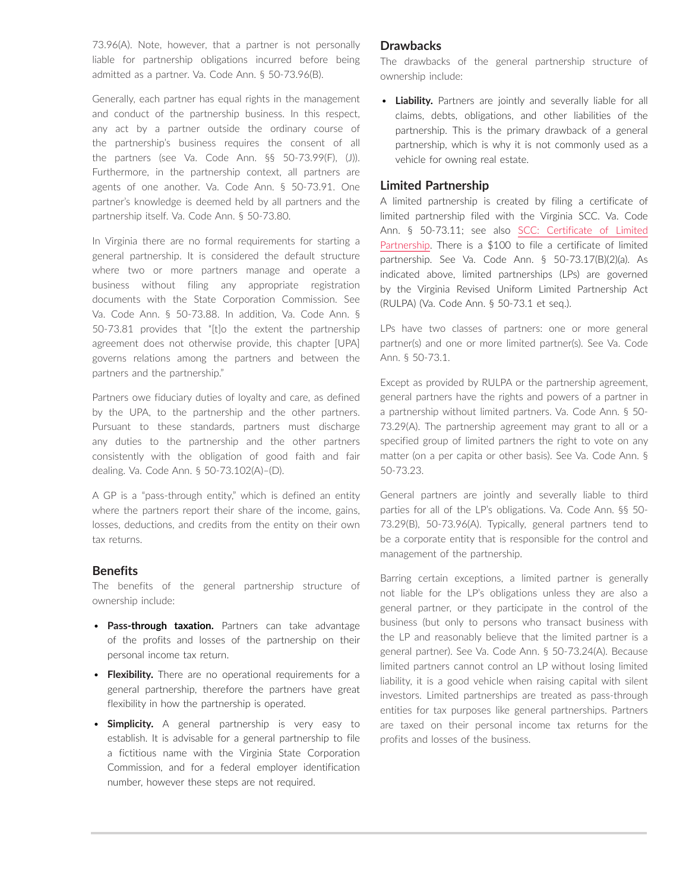73.96(A). Note, however, that a partner is not personally liable for partnership obligations incurred before being admitted as a partner. Va. Code Ann. § 50-73.96(B).

Generally, each partner has equal rights in the management and conduct of the partnership business. In this respect, any act by a partner outside the ordinary course of the partnership's business requires the consent of all the partners (see Va. Code Ann. §§ 50-73.99(F), (J)). Furthermore, in the partnership context, all partners are agents of one another. Va. Code Ann. § 50-73.91. One partner's knowledge is deemed held by all partners and the partnership itself. Va. Code Ann. § 50-73.80.

In Virginia there are no formal requirements for starting a general partnership. It is considered the default structure where two or more partners manage and operate a business without filing any appropriate registration documents with the State Corporation Commission. See Va. Code Ann. § 50-73.88. In addition, Va. Code Ann. § 50-73.81 provides that "[t]o the extent the partnership agreement does not otherwise provide, this chapter [UPA] governs relations among the partners and between the partners and the partnership."

Partners owe fiduciary duties of loyalty and care, as defined by the UPA, to the partnership and the other partners. Pursuant to these standards, partners must discharge any duties to the partnership and the other partners consistently with the obligation of good faith and fair dealing. Va. Code Ann. § 50-73.102(A)–(D).

A GP is a "pass-through entity," which is defined an entity where the partners report their share of the income, gains, losses, deductions, and credits from the entity on their own tax returns.

### Benefits

The benefits of the general partnership structure of ownership include:

- **Pass-through taxation.** Partners can take advantage of the profits and losses of the partnership on their personal income tax return.
- **Flexibility.** There are no operational requirements for a general partnership, therefore the partners have great flexibility in how the partnership is operated.
- **Simplicity.** A general partnership is very easy to establish. It is advisable for a general partnership to file a fictitious name with the Virginia State Corporation Commission, and for a federal employer identification number, however these steps are not required.

### Drawbacks

The drawbacks of the general partnership structure of ownership include:

- **Liability.** Partners are jointly and severally liable for all claims, debts, obligations, and other liabilities of the partnership. This is the primary drawback of a general partnership, which is why it is not commonly used as a vehicle for owning real estate.

### Limited Partnership

A limited partnership is created by filing a certificate of limited partnership filed with the Virginia SCC. Va. Code Ann. § 50-73.11; see also SCC: Certificate of Limited Partnership. There is a $100 to file a certificate of limited partnership. See Va. Code Ann. § 50-73.17(B)(2)(a). As indicated above, limited partnerships (LPs) are governed by the Virginia Revised Uniform Limited Partnership Act (RULPA) (Va. Code Ann. § 50-73.1 et seq.).

LPs have two classes of partners: one or more general partner(s) and one or more limited partner(s). See Va. Code Ann. § 50-73.1.

Except as provided by RULPA or the partnership agreement, general partners have the rights and powers of a partner in a partnership without limited partners. Va. Code Ann. § 50-73.29(A). The partnership agreement may grant to all or a specified group of limited partners the right to vote on any matter (on a per capita or other basis). See Va. Code Ann. § 50-73.23.

General partners are jointly and severally liable to third parties for all of the LP's obligations. Va. Code Ann. §§ 50-73.29(B), 50-73.96(A). Typically, general partners tend to be a corporate entity that is responsible for the control and management of the partnership.

Barring certain exceptions, a limited partner is generally not liable for the LP's obligations unless they are also a general partner, or they participate in the control of the business (but only to persons who transact business with the LP and reasonably believe that the limited partner is a general partner). See Va. Code Ann. § 50-73.24(A). Because limited partners cannot control an LP without losing limited liability, it is a good vehicle when raising capital with silent investors. Limited partnerships are treated as pass-through entities for tax purposes like general partnerships. Partners are taxed on their personal income tax returns for the profits and losses of the business.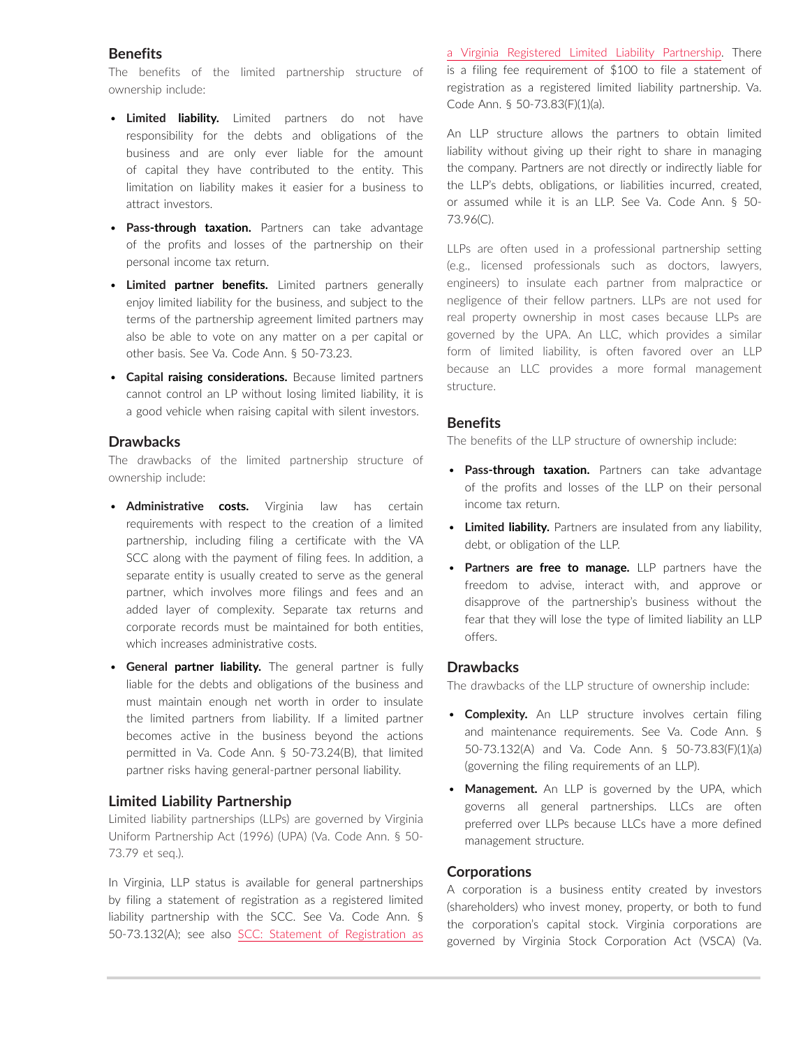### Benefits

The benefits of the limited partnership structure of ownership include:

- **Limited liability.** Limited partners do not have responsibility for the debts and obligations of the business and are only ever liable for the amount of capital they have contributed to the entity. This limitation on liability makes it easier for a business to attract investors.
- **Pass-through taxation.** Partners can take advantage of the profits and losses of the partnership on their personal income tax return.
- **Limited partner benefits.** Limited partners generally enjoy limited liability for the business, and subject to the terms of the partnership agreement limited partners may also be able to vote on any matter on a per capital or other basis. See Va. Code Ann. § 50-73.23.
- **Capital raising considerations.** Because limited partners cannot control an LP without losing limited liability, it is a good vehicle when raising capital with silent investors.

### Drawbacks

The drawbacks of the limited partnership structure of ownership include:

- **Administrative costs.** Virginia law has certain requirements with respect to the creation of a limited partnership, including filing a certificate with the VA SCC along with the payment of filing fees. In addition, a separate entity is usually created to serve as the general partner, which involves more filings and fees and an added layer of complexity. Separate tax returns and corporate records must be maintained for both entities, which increases administrative costs.
- **General partner liability.** The general partner is fully liable for the debts and obligations of the business and must maintain enough net worth in order to insulate the limited partners from liability. If a limited partner becomes active in the business beyond the actions permitted in Va. Code Ann. § 50-73.24(B), that limited partner risks having general-partner personal liability.

## Limited Liability Partnership

Limited liability partnerships (LLPs) are governed by Virginia Uniform Partnership Act (1996) (UPA) (Va. Code Ann. § 50-73.79 et seq.).

In Virginia, LLP status is available for general partnerships by filing a statement of registration as a registered limited liability partnership with the SCC. See Va. Code Ann. § 50-73.132(A); see also SCC: Statement of Registration as a Virginia Registered Limited Liability Partnership. There is a filing fee requirement of $100 to file a statement of registration as a registered limited liability partnership. Va. Code Ann. § 50-73.83(F)(1)(a).

An LLP structure allows the partners to obtain limited liability without giving up their right to share in managing the company. Partners are not directly or indirectly liable for the LLP's debts, obligations, or liabilities incurred, created, or assumed while it is an LLP. See Va. Code Ann. § 50-73.96(C).

LLPs are often used in a professional partnership setting (e.g., licensed professionals such as doctors, lawyers, engineers) to insulate each partner from malpractice or negligence of their fellow partners. LLPs are not used for real property ownership in most cases because LLPs are governed by the UPA. An LLC, which provides a similar form of limited liability, is often favored over an LLP because an LLC provides a more formal management structure.

### Benefits

The benefits of the LLP structure of ownership include:

- **Pass-through taxation.** Partners can take advantage of the profits and losses of the LLP on their personal income tax return.
- **Limited liability.** Partners are insulated from any liability, debt, or obligation of the LLP.
- **Partners are free to manage.** LLP partners have the freedom to advise, interact with, and approve or disapprove of the partnership's business without the fear that they will lose the type of limited liability an LLP offers.

### Drawbacks

The drawbacks of the LLP structure of ownership include:

- **Complexity.** An LLP structure involves certain filing and maintenance requirements. See Va. Code Ann. § 50-73.132(A) and Va. Code Ann. § 50-73.83(F)(1)(a) (governing the filing requirements of an LLP).
- **Management.** An LLP is governed by the UPA, which governs all general partnerships. LLCs are often preferred over LLPs because LLCs have a more defined management structure.

## Corporations

A corporation is a business entity created by investors (shareholders) who invest money, property, or both to fund the corporation's capital stock. Virginia corporations are governed by Virginia Stock Corporation Act (VSCA) (Va.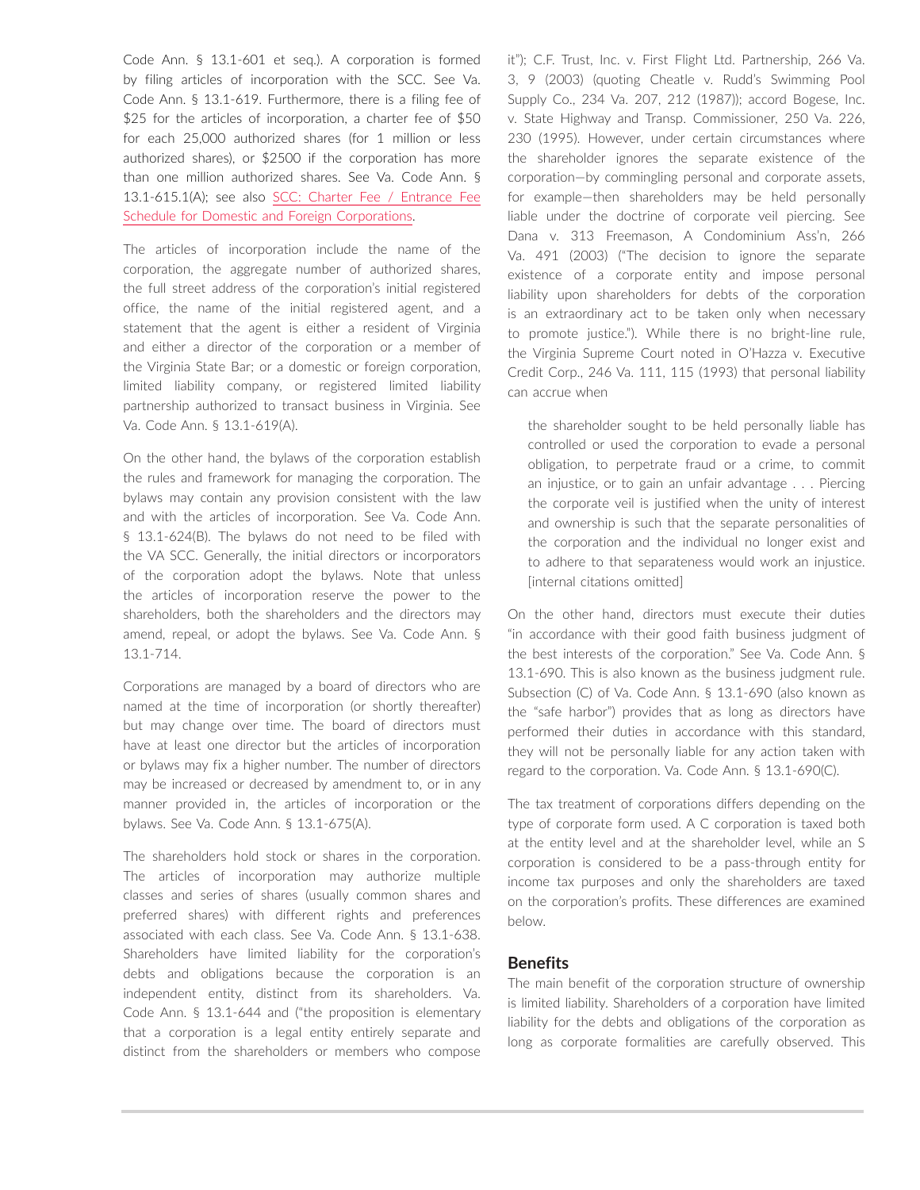Code Ann. § 13.1-601 et seq.). A corporation is formed by filing articles of incorporation with the SCC. See Va. Code Ann. § 13.1-619. Furthermore, there is a filing fee of $25 for the articles of incorporation, a charter fee of $50 for each 25,000 authorized shares (for 1 million or less authorized shares), or $2500 if the corporation has more than one million authorized shares. See Va. Code Ann. § 13.1-615.1(A); see also SCC: Charter Fee / Entrance Fee Schedule for Domestic and Foreign Corporations.

The articles of incorporation include the name of the corporation, the aggregate number of authorized shares, the full street address of the corporation's initial registered office, the name of the initial registered agent, and a statement that the agent is either a resident of Virginia and either a director of the corporation or a member of the Virginia State Bar; or a domestic or foreign corporation, limited liability company, or registered limited liability partnership authorized to transact business in Virginia. See Va. Code Ann. § 13.1-619(A).

On the other hand, the bylaws of the corporation establish the rules and framework for managing the corporation. The bylaws may contain any provision consistent with the law and with the articles of incorporation. See Va. Code Ann. § 13.1-624(B). The bylaws do not need to be filed with the VA SCC. Generally, the initial directors or incorporators of the corporation adopt the bylaws. Note that unless the articles of incorporation reserve the power to the shareholders, both the shareholders and the directors may amend, repeal, or adopt the bylaws. See Va. Code Ann. § 13.1-714.

Corporations are managed by a board of directors who are named at the time of incorporation (or shortly thereafter) but may change over time. The board of directors must have at least one director but the articles of incorporation or bylaws may fix a higher number. The number of directors may be increased or decreased by amendment to, or in any manner provided in, the articles of incorporation or the bylaws. See Va. Code Ann. § 13.1-675(A).

The shareholders hold stock or shares in the corporation. The articles of incorporation may authorize multiple classes and series of shares (usually common shares and preferred shares) with different rights and preferences associated with each class. See Va. Code Ann. § 13.1-638. Shareholders have limited liability for the corporation's debts and obligations because the corporation is an independent entity, distinct from its shareholders. Va. Code Ann. § 13.1-644 and ("the proposition is elementary that a corporation is a legal entity entirely separate and distinct from the shareholders or members who compose it"); C.F. Trust, Inc. v. First Flight Ltd. Partnership, 266 Va. 3, 9 (2003) (quoting Cheatle v. Rudd's Swimming Pool Supply Co., 234 Va. 207, 212 (1987)); accord Bogese, Inc. v. State Highway and Transp. Commissioner, 250 Va. 226, 230 (1995). However, under certain circumstances where the shareholder ignores the separate existence of the corporation—by commingling personal and corporate assets, for example—then shareholders may be held personally liable under the doctrine of corporate veil piercing. See Dana v. 313 Freemason, A Condominium Ass'n, 266 Va. 491 (2003) ("The decision to ignore the separate existence of a corporate entity and impose personal liability upon shareholders for debts of the corporation is an extraordinary act to be taken only when necessary to promote justice."). While there is no bright-line rule, the Virginia Supreme Court noted in O'Hazza v. Executive Credit Corp., 246 Va. 111, 115 (1993) that personal liability can accrue when

> the shareholder sought to be held personally liable has controlled or used the corporation to evade a personal obligation, to perpetrate fraud or a crime, to commit an injustice, or to gain an unfair advantage . . . Piercing the corporate veil is justified when the unity of interest and ownership is such that the separate personalities of the corporation and the individual no longer exist and to adhere to that separateness would work an injustice. [internal citations omitted]

On the other hand, directors must execute their duties "in accordance with their good faith business judgment of the best interests of the corporation." See Va. Code Ann. § 13.1-690. This is also known as the business judgment rule. Subsection (C) of Va. Code Ann. § 13.1-690 (also known as the "safe harbor") provides that as long as directors have performed their duties in accordance with this standard, they will not be personally liable for any action taken with regard to the corporation. Va. Code Ann. § 13.1-690(C).

The tax treatment of corporations differs depending on the type of corporate form used. A C corporation is taxed both at the entity level and at the shareholder level, while an S corporation is considered to be a pass-through entity for income tax purposes and only the shareholders are taxed on the corporation's profits. These differences are examined below.

## Benefits

The main benefit of the corporation structure of ownership is limited liability. Shareholders of a corporation have limited liability for the debts and obligations of the corporation as long as corporate formalities are carefully observed. This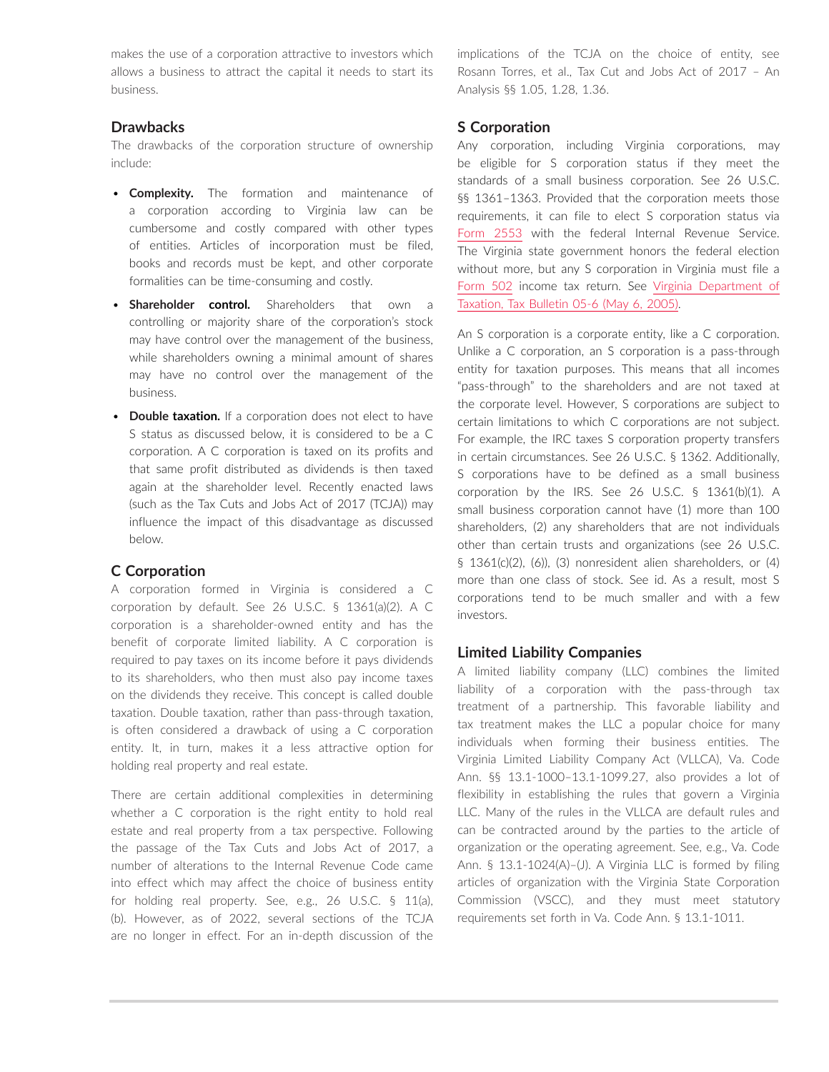makes the use of a corporation attractive to investors which allows a business to attract the capital it needs to start its business.

### Drawbacks

The drawbacks of the corporation structure of ownership include:

- **Complexity.** The formation and maintenance of a corporation according to Virginia law can be cumbersome and costly compared with other types of entities. Articles of incorporation must be filed, books and records must be kept, and other corporate formalities can be time-consuming and costly.
- **Shareholder control.** Shareholders that own a controlling or majority share of the corporation's stock may have control over the management of the business, while shareholders owning a minimal amount of shares may have no control over the management of the business.
- **Double taxation.** If a corporation does not elect to have S status as discussed below, it is considered to be a C corporation. A C corporation is taxed on its profits and that same profit distributed as dividends is then taxed again at the shareholder level. Recently enacted laws (such as the Tax Cuts and Jobs Act of 2017 (TCJA)) may influence the impact of this disadvantage as discussed below.

### C Corporation

A corporation formed in Virginia is considered a C corporation by default. See 26 U.S.C. § 1361(a)(2). A C corporation is a shareholder-owned entity and has the benefit of corporate limited liability. A C corporation is required to pay taxes on its income before it pays dividends to its shareholders, who then must also pay income taxes on the dividends they receive. This concept is called double taxation. Double taxation, rather than pass-through taxation, is often considered a drawback of using a C corporation entity. It, in turn, makes it a less attractive option for holding real property and real estate.

There are certain additional complexities in determining whether a C corporation is the right entity to hold real estate and real property from a tax perspective. Following the passage of the Tax Cuts and Jobs Act of 2017, a number of alterations to the Internal Revenue Code came into effect which may affect the choice of business entity for holding real property. See, e.g., 26 U.S.C. § 11(a), (b). However, as of 2022, several sections of the TCJA are no longer in effect. For an in-depth discussion of the implications of the TCJA on the choice of entity, see Rosann Torres, et al., Tax Cut and Jobs Act of 2017 – An Analysis §§ 1.05, 1.28, 1.36.

### S Corporation

Any corporation, including Virginia corporations, may be eligible for S corporation status if they meet the standards of a small business corporation. See 26 U.S.C. §§ 1361–1363. Provided that the corporation meets those requirements, it can file to elect S corporation status via Form 2553 with the federal Internal Revenue Service. The Virginia state government honors the federal election without more, but any S corporation in Virginia must file a Form 502 income tax return. See Virginia Department of Taxation, Tax Bulletin 05-6 (May 6, 2005).

An S corporation is a corporate entity, like a C corporation. Unlike a C corporation, an S corporation is a pass-through entity for taxation purposes. This means that all incomes "pass-through" to the shareholders and are not taxed at the corporate level. However, S corporations are subject to certain limitations to which C corporations are not subject. For example, the IRC taxes S corporation property transfers in certain circumstances. See 26 U.S.C. § 1362. Additionally, S corporations have to be defined as a small business corporation by the IRS. See 26 U.S.C. § 1361(b)(1). A small business corporation cannot have (1) more than 100 shareholders, (2) any shareholders that are not individuals other than certain trusts and organizations (see 26 U.S.C. § 1361(c)(2), (6)), (3) nonresident alien shareholders, or (4) more than one class of stock. See id. As a result, most S corporations tend to be much smaller and with a few investors.

### Limited Liability Companies

A limited liability company (LLC) combines the limited liability of a corporation with the pass-through tax treatment of a partnership. This favorable liability and tax treatment makes the LLC a popular choice for many individuals when forming their business entities. The Virginia Limited Liability Company Act (VLLCA), Va. Code Ann. §§ 13.1-1000–13.1-1099.27, also provides a lot of flexibility in establishing the rules that govern a Virginia LLC. Many of the rules in the VLLCA are default rules and can be contracted around by the parties to the article of organization or the operating agreement. See, e.g., Va. Code Ann. § 13.1-1024(A)–(J). A Virginia LLC is formed by filing articles of organization with the Virginia State Corporation Commission (VSCC), and they must meet statutory requirements set forth in Va. Code Ann. § 13.1-1011.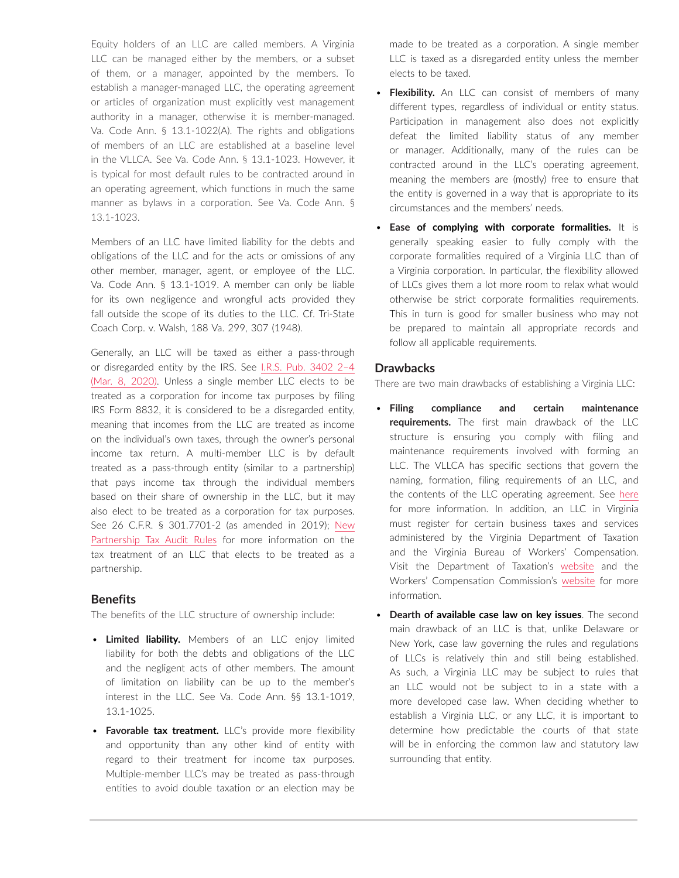Equity holders of an LLC are called members. A Virginia LLC can be managed either by the members, or a subset of them, or a manager, appointed by the members. To establish a manager-managed LLC, the operating agreement or articles of organization must explicitly vest management authority in a manager, otherwise it is member-managed. Va. Code Ann. § 13.1-1022(A). The rights and obligations of members of an LLC are established at a baseline level in the VLLCA. See Va. Code Ann. § 13.1-1023. However, it is typical for most default rules to be contracted around in an operating agreement, which functions in much the same manner as bylaws in a corporation. See Va. Code Ann. § 13.1-1023.

Members of an LLC have limited liability for the debts and obligations of the LLC and for the acts or omissions of any other member, manager, agent, or employee of the LLC. Va. Code Ann. § 13.1-1019. A member can only be liable for its own negligence and wrongful acts provided they fall outside the scope of its duties to the LLC. Cf. Tri-State Coach Corp. v. Walsh, 188 Va. 299, 307 (1948).

Generally, an LLC will be taxed as either a pass-through or disregarded entity by the IRS. See I.R.S. Pub. 3402 2–4 (Mar. 8, 2020). Unless a single member LLC elects to be treated as a corporation for income tax purposes by filing IRS Form 8832, it is considered to be a disregarded entity, meaning that incomes from the LLC are treated as income on the individual's own taxes, through the owner's personal income tax return. A multi-member LLC is by default treated as a pass-through entity (similar to a partnership) that pays income tax through the individual members based on their share of ownership in the LLC, but it may also elect to be treated as a corporation for tax purposes. See 26 C.F.R. § 301.7701-2 (as amended in 2019); New Partnership Tax Audit Rules for more information on the tax treatment of an LLC that elects to be treated as a partnership.

## Benefits

The benefits of the LLC structure of ownership include:

- **Limited liability.** Members of an LLC enjoy limited liability for both the debts and obligations of the LLC and the negligent acts of other members. The amount of limitation on liability can be up to the member's interest in the LLC. See Va. Code Ann. §§ 13.1-1019, 13.1-1025.
- **Favorable tax treatment.** LLC's provide more flexibility and opportunity than any other kind of entity with regard to their treatment for income tax purposes. Multiple-member LLC's may be treated as pass-through entities to avoid double taxation or an election may be made to be treated as a corporation. A single member LLC is taxed as a disregarded entity unless the member elects to be taxed.
- **Flexibility.** An LLC can consist of members of many different types, regardless of individual or entity status. Participation in management also does not explicitly defeat the limited liability status of any member or manager. Additionally, many of the rules can be contracted around in the LLC's operating agreement, meaning the members are (mostly) free to ensure that the entity is governed in a way that is appropriate to its circumstances and the members' needs.
- **Ease of complying with corporate formalities.** It is generally speaking easier to fully comply with the corporate formalities required of a Virginia LLC than of a Virginia corporation. In particular, the flexibility allowed of LLCs gives them a lot more room to relax what would otherwise be strict corporate formalities requirements. This in turn is good for smaller business who may not be prepared to maintain all appropriate records and follow all applicable requirements.

## Drawbacks

There are two main drawbacks of establishing a Virginia LLC:

- **Filing compliance and certain maintenance requirements.** The first main drawback of the LLC structure is ensuring you comply with filing and maintenance requirements involved with forming an LLC. The VLLCA has specific sections that govern the naming, formation, filing requirements of an LLC, and the contents of the LLC operating agreement. See here for more information. In addition, an LLC in Virginia must register for certain business taxes and services administered by the Virginia Department of Taxation and the Virginia Bureau of Workers' Compensation. Visit the Department of Taxation's website and the Workers' Compensation Commission's website for more information.
- **Dearth of available case law on key issues**. The second main drawback of an LLC is that, unlike Delaware or New York, case law governing the rules and regulations of LLCs is relatively thin and still being established. As such, a Virginia LLC may be subject to rules that an LLC would not be subject to in a state with a more developed case law. When deciding whether to establish a Virginia LLC, or any LLC, it is important to determine how predictable the courts of that state will be in enforcing the common law and statutory law surrounding that entity.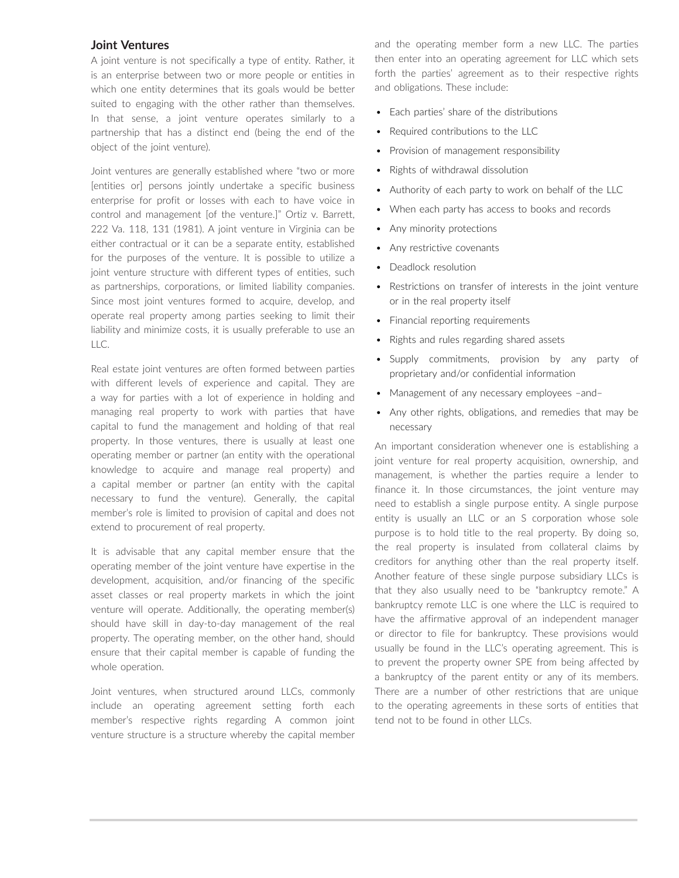## Joint Ventures

A joint venture is not specifically a type of entity. Rather, it is an enterprise between two or more people or entities in which one entity determines that its goals would be better suited to engaging with the other rather than themselves. In that sense, a joint venture operates similarly to a partnership that has a distinct end (being the end of the object of the joint venture).

Joint ventures are generally established where "two or more [entities or] persons jointly undertake a specific business enterprise for profit or losses with each to have voice in control and management [of the venture.]" Ortiz v. Barrett, 222 Va. 118, 131 (1981). A joint venture in Virginia can be either contractual or it can be a separate entity, established for the purposes of the venture. It is possible to utilize a joint venture structure with different types of entities, such as partnerships, corporations, or limited liability companies. Since most joint ventures formed to acquire, develop, and operate real property among parties seeking to limit their liability and minimize costs, it is usually preferable to use an LLC.

Real estate joint ventures are often formed between parties with different levels of experience and capital. They are a way for parties with a lot of experience in holding and managing real property to work with parties that have capital to fund the management and holding of that real property. In those ventures, there is usually at least one operating member or partner (an entity with the operational knowledge to acquire and manage real property) and a capital member or partner (an entity with the capital necessary to fund the venture). Generally, the capital member's role is limited to provision of capital and does not extend to procurement of real property.

It is advisable that any capital member ensure that the operating member of the joint venture have expertise in the development, acquisition, and/or financing of the specific asset classes or real property markets in which the joint venture will operate. Additionally, the operating member(s) should have skill in day-to-day management of the real property. The operating member, on the other hand, should ensure that their capital member is capable of funding the whole operation.

Joint ventures, when structured around LLCs, commonly include an operating agreement setting forth each member's respective rights regarding A common joint venture structure is a structure whereby the capital member and the operating member form a new LLC. The parties then enter into an operating agreement for LLC which sets forth the parties' agreement as to their respective rights and obligations. These include:

- Each parties' share of the distributions
- Required contributions to the LLC
- Provision of management responsibility
- Rights of withdrawal dissolution
- Authority of each party to work on behalf of the LLC
- When each party has access to books and records
- Any minority protections
- Any restrictive covenants
- Deadlock resolution
- Restrictions on transfer of interests in the joint venture or in the real property itself
- Financial reporting requirements
- Rights and rules regarding shared assets
- Supply commitments, provision by any party of proprietary and/or confidential information
- Management of any necessary employees –and–
- Any other rights, obligations, and remedies that may be necessary

An important consideration whenever one is establishing a joint venture for real property acquisition, ownership, and management, is whether the parties require a lender to finance it. In those circumstances, the joint venture may need to establish a single purpose entity. A single purpose entity is usually an LLC or an S corporation whose sole purpose is to hold title to the real property. By doing so, the real property is insulated from collateral claims by creditors for anything other than the real property itself. Another feature of these single purpose subsidiary LLCs is that they also usually need to be "bankruptcy remote." A bankruptcy remote LLC is one where the LLC is required to have the affirmative approval of an independent manager or director to file for bankruptcy. These provisions would usually be found in the LLC's operating agreement. This is to prevent the property owner SPE from being affected by a bankruptcy of the parent entity or any of its members. There are a number of other restrictions that are unique to the operating agreements in these sorts of entities that tend not to be found in other LLCs.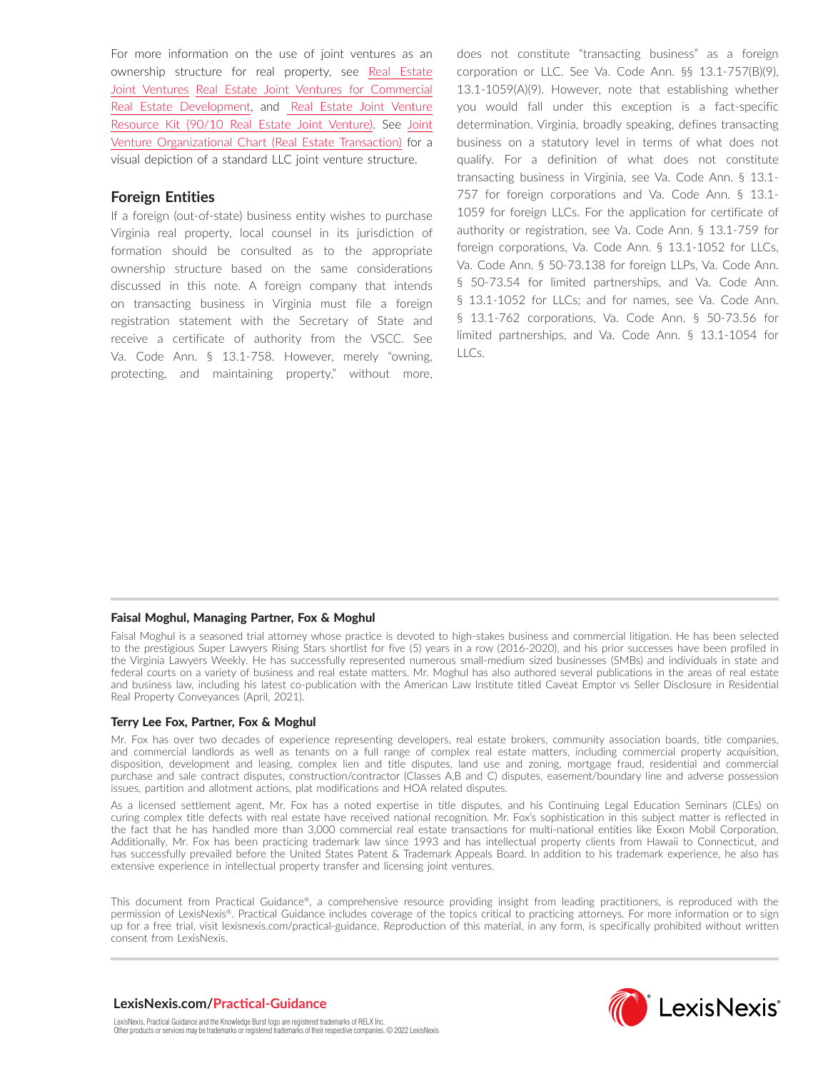For more information on the use of joint ventures as an ownership structure for real property, see Real Estate Joint Ventures Real Estate Joint Ventures for Commercial Real Estate Development, and Real Estate Joint Venture Resource Kit (90/10 Real Estate Joint Venture). See Joint Venture Organizational Chart (Real Estate Transaction) for a visual depiction of a standard LLC joint venture structure.

## Foreign Entities

If a foreign (out-of-state) business entity wishes to purchase Virginia real property, local counsel in its jurisdiction of formation should be consulted as to the appropriate ownership structure based on the same considerations discussed in this note. A foreign company that intends on transacting business in Virginia must file a foreign registration statement with the Secretary of State and receive a certificate of authority from the VSCC. See Va. Code Ann. § 13.1-758. However, merely "owning, protecting, and maintaining property," without more, does not constitute "transacting business" as a foreign corporation or LLC. See Va. Code Ann. §§ 13.1-757(B)(9), 13.1-1059(A)(9). However, note that establishing whether you would fall under this exception is a fact-specific determination. Virginia, broadly speaking, defines transacting business on a statutory level in terms of what does not qualify. For a definition of what does not constitute transacting business in Virginia, see Va. Code Ann. § 13.1-757 for foreign corporations and Va. Code Ann. § 13.1-1059 for foreign LLCs. For the application for certificate of authority or registration, see Va. Code Ann. § 13.1-759 for foreign corporations, Va. Code Ann. § 13.1-1052 for LLCs, Va. Code Ann. § 50-73.138 for foreign LLPs, Va. Code Ann. § 50-73.54 for limited partnerships, and Va. Code Ann. § 13.1-1052 for LLCs; and for names, see Va. Code Ann. § 13.1-762 corporations, Va. Code Ann. § 50-73.56 for limited partnerships, and Va. Code Ann. § 13.1-1054 for LLCs.

**Faisal Moghul, Managing Partner, Fox & Moghul**

Faisal Moghul is a seasoned trial attorney whose practice is devoted to high-stakes business and commercial litigation. He has been selected to the prestigious Super Lawyers Rising Stars shortlist for five (5) years in a row (2016-2020), and his prior successes have been profiled in the Virginia Lawyers Weekly. He has successfully represented numerous small-medium sized businesses (SMBs) and individuals in state and federal courts on a variety of business and real estate matters. Mr. Moghul has also authored several publications in the areas of real estate and business law, including his latest co-publication with the American Law Institute titled Caveat Emptor vs Seller Disclosure in Residential Real Property Conveyances (April, 2021).

**Terry Lee Fox, Partner, Fox & Moghul**

Mr. Fox has over two decades of experience representing developers, real estate brokers, community association boards, title companies, and commercial landlords as well as tenants on a full range of complex real estate matters, including commercial property acquisition, disposition, development and leasing, complex lien and title disputes, land use and zoning, mortgage fraud, residential and commercial purchase and sale contract disputes, construction/contractor (Classes A,B and C) disputes, easement/boundary line and adverse possession issues, partition and allotment actions, plat modifications and HOA related disputes.

As a licensed settlement agent, Mr. Fox has a noted expertise in title disputes, and his Continuing Legal Education Seminars (CLEs) on curing complex title defects with real estate have received national recognition. Mr. Fox's sophistication in this subject matter is reflected in the fact that he has handled more than 3,000 commercial real estate transactions for multi-national entities like Exxon Mobil Corporation. Additionally, Mr. Fox has been practicing trademark law since 1993 and has intellectual property clients from Hawaii to Connecticut, and has successfully prevailed before the United States Patent & Trademark Appeals Board. In addition to his trademark experience, he also has extensive experience in intellectual property transfer and licensing joint ventures.

This document from Practical Guidance®, a comprehensive resource providing insight from leading practitioners, is reproduced with the permission of LexisNexis®. Practical Guidance includes coverage of the topics critical to practicing attorneys. For more information or to sign up for a free trial, visit lexisnexis.com/practical-guidance. Reproduction of this material, in any form, is specifically prohibited without written consent from LexisNexis.

**LexisNexis.com/Practical-Guidance**

LexisNexis, Practical Guidance and the Knowledge Burst logo are registered trademarks of RELX Inc.
Other products or services may be trademarks or registered trademarks of their respective companies. © 2022 LexisNexis